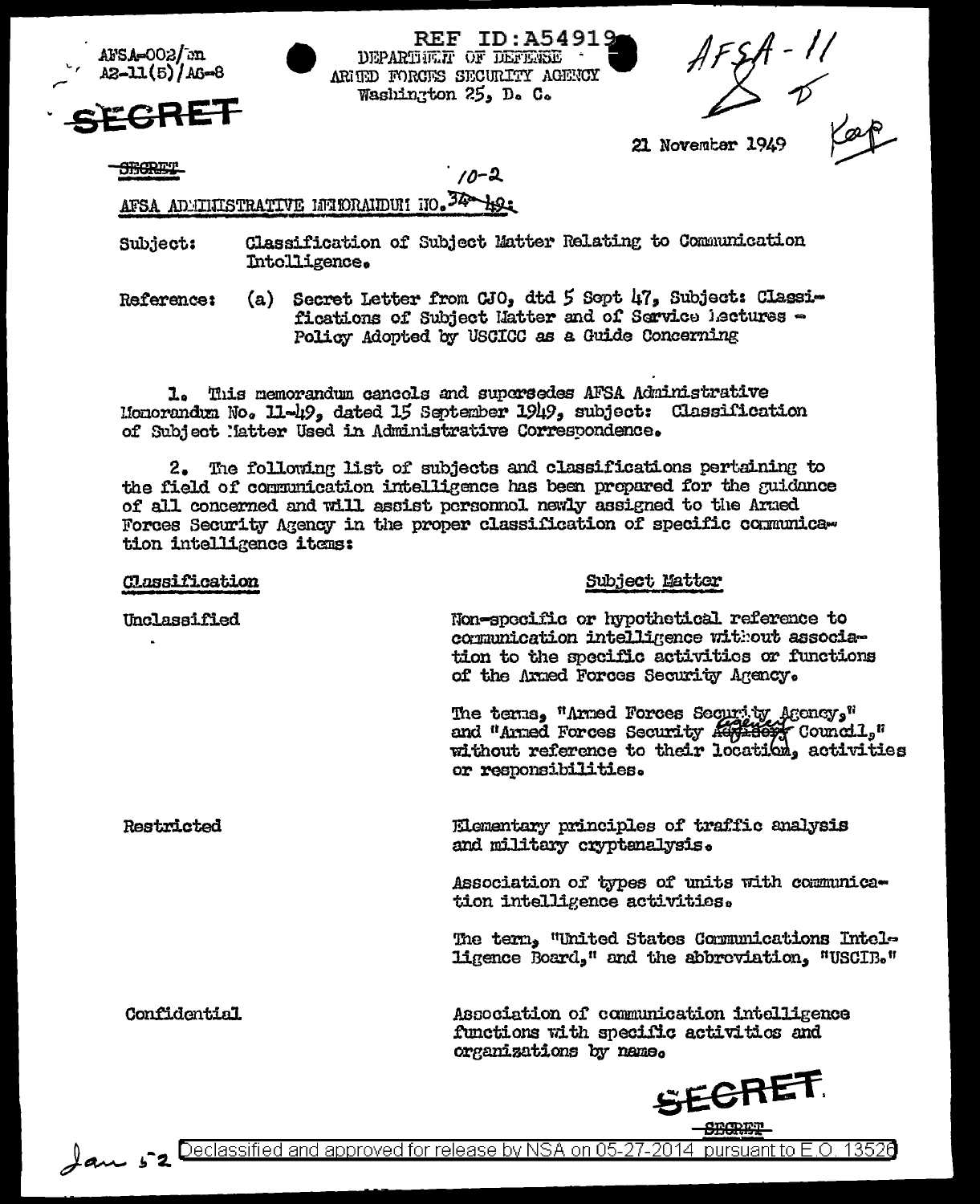AFSA-002/mn
AS-11(5)/AG-8

SECRET

REF ID:A54919

DEPARTMENT OF DEFENSE
ARMED FORCES SECURITY AGENCY
Washington 25, D. C.

AFSA-11

21 November 1949

SECRET

10-2

AFSA ADMINISTRATIVE MEMORANDUM NO. 34-49:

Subject: Classification of Subject Matter Relating to Communication Intelligence.

Reference: (a) Secret Letter from CJO, dtd 5 Sept 47, Subject: Classifications of Subject Matter and of Service Lectures - Policy Adopted by USCICC as a Guide Concerning

1. This memorandum cancels and supersedes AFSA Administrative Memorandum No. 11-49, dated 15 September 1949, subject: Classification of Subject Matter Used in Administrative Correspondence.

2. The following list of subjects and classifications pertaining to the field of communication intelligence has been prepared for the guidance of all concerned and will assist personnel newly assigned to the Armed Forces Security Agency in the proper classification of specific communication intelligence items:

| Classification | Subject Matter |
|---|---|
| Unclassified | Non-specific or hypothetical reference to communication intelligence without association to the specific activities or functions of the Armed Forces Security Agency. |
| | The terms, "Armed Forces Security Agency," and "Armed Forces Security Agency Council," without reference to their location, activities or responsibilities. |
| Restricted | Elementary principles of traffic analysis and military cryptanalysis. |
| | Association of types of units with communication intelligence activities. |
| | The term, "United States Communications Intelligence Board," and the abbreviation, "USCIB." |
| Confidential | Association of communication intelligence functions with specific activities and organizations by name. |

SECRET

Declassified and approved for release by NSA on 05-27-2014 pursuant to E.O. 13526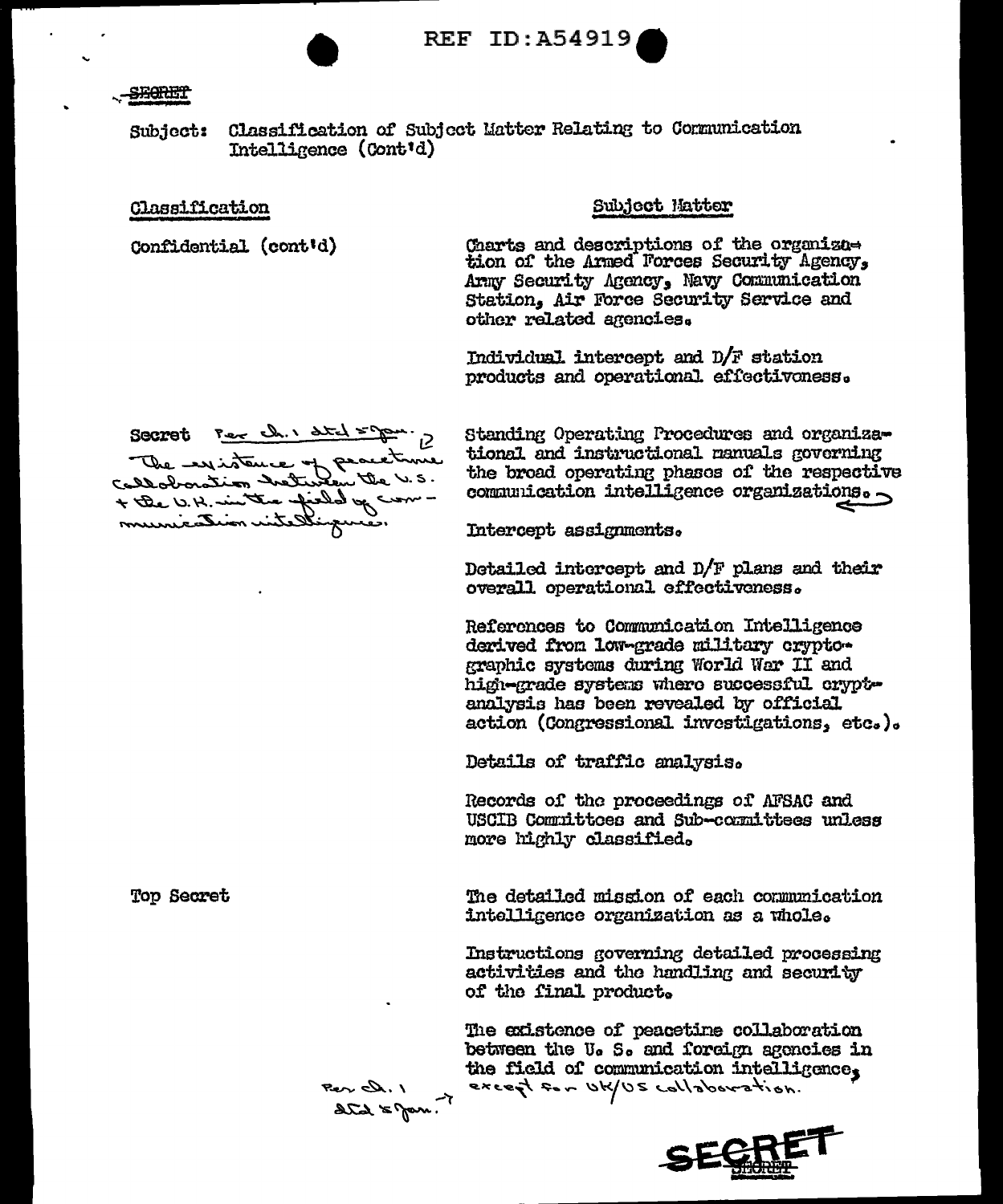REF ID:A54919

SECRET

Subject: Classification of Subject Matter Relating to Communication Intelligence (Cont'd)

| Classification | Subject Matter |
|---|---|
| Confidential (cont'd) | Charts and descriptions of the organization of the Armed Forces Security Agency, Army Security Agency, Navy Communication Station, Air Force Security Service and other related agencies. |
| | Individual intercept and D/F station products and operational effectiveness. |
| Secret Per Ch. 1 dtd 5 Jan. The existence of peacetime collaboration between the U.S. + the U.K. in the field of communication intelligence. | Standing Operating Procedures and organizational and instructional manuals governing the broad operating phases of the respective communication intelligence organizations. |
| | Intercept assignments. |
| | Detailed intercept and D/F plans and their overall operational effectiveness. |
| | References to Communication Intelligence derived from low-grade military cryptographic systems during World War II and high-grade systems where successful cryptanalysis has been revealed by official action (Congressional investigations, etc.). |
| | Details of traffic analysis. |
| | Records of the proceedings of AFSAC and USCIB Committees and Sub-committees unless more highly classified. |
| Top Secret | The detailed mission of each communication intelligence organization as a whole. |
| | Instructions governing detailed processing activities and the handling and security of the final product. |
| Per Ch. 1 dtd 5 Jan. → | The existence of peacetime collaboration between the U. S. and foreign agencies in the field of communication intelligence, except for UK/US collaboration. |

SECRET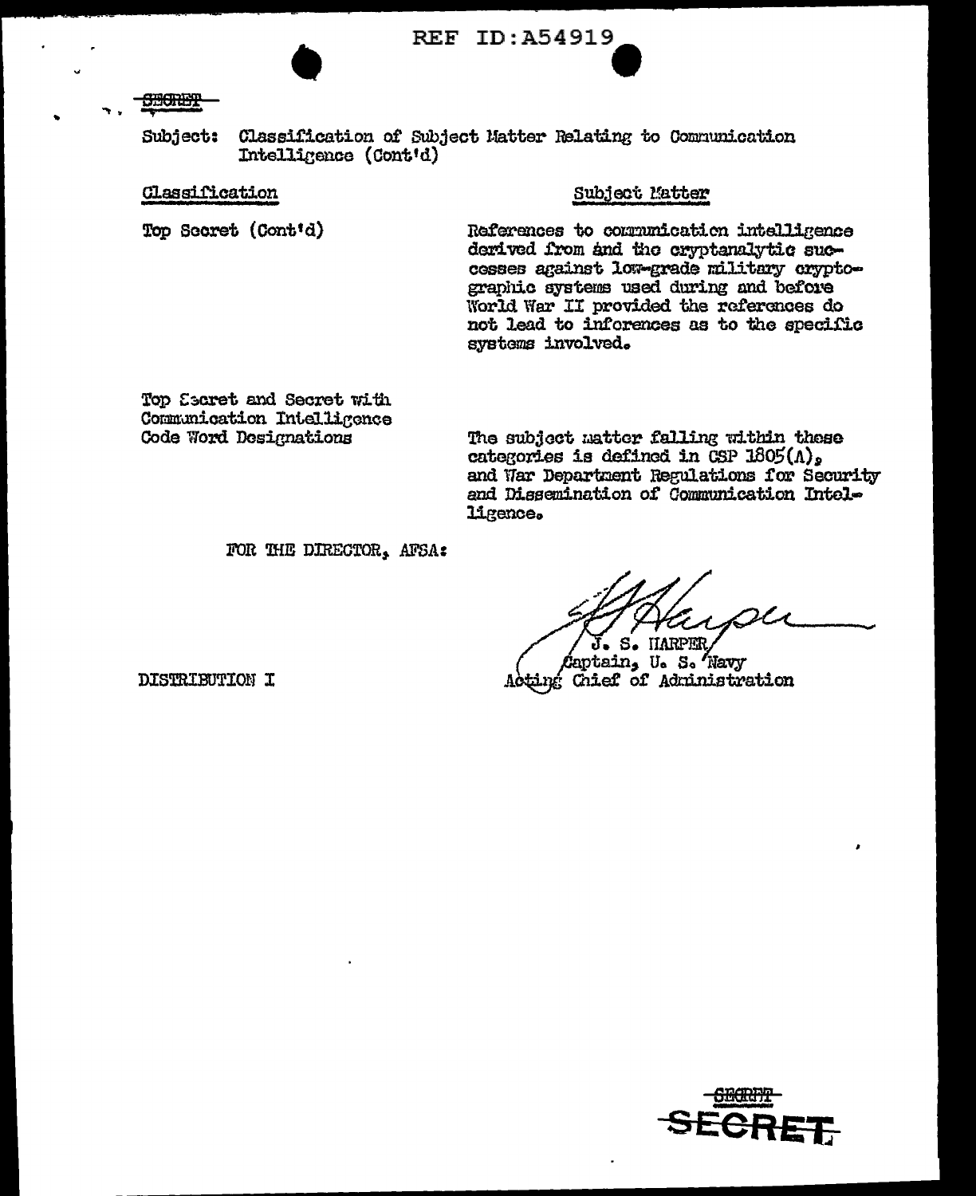REF ID:A54919

SECRET

Subject: Classification of Subject Matter Relating to Communication Intelligence (Cont'd)

| Classification | Subject Matter |
| --- | --- |
| Top Secret (Cont'd) | References to communication intelligence derived from and the cryptanalytic successes against low-grade military cryptographic systems used during and before World War II provided the references do not lead to inferences as to the specific systems involved. |
| Top Secret and Secret with Communication Intelligence Code Word Designations | The subject matter falling within these categories is defined in CSP 1805(A), and War Department Regulations for Security and Dissemination of Communication Intelligence. |

FOR THE DIRECTOR, AFSA:

J. S. HARPER
Captain, U. S. Navy
Acting Chief of Administration

DISTRIBUTION I

SECRET

SECRET